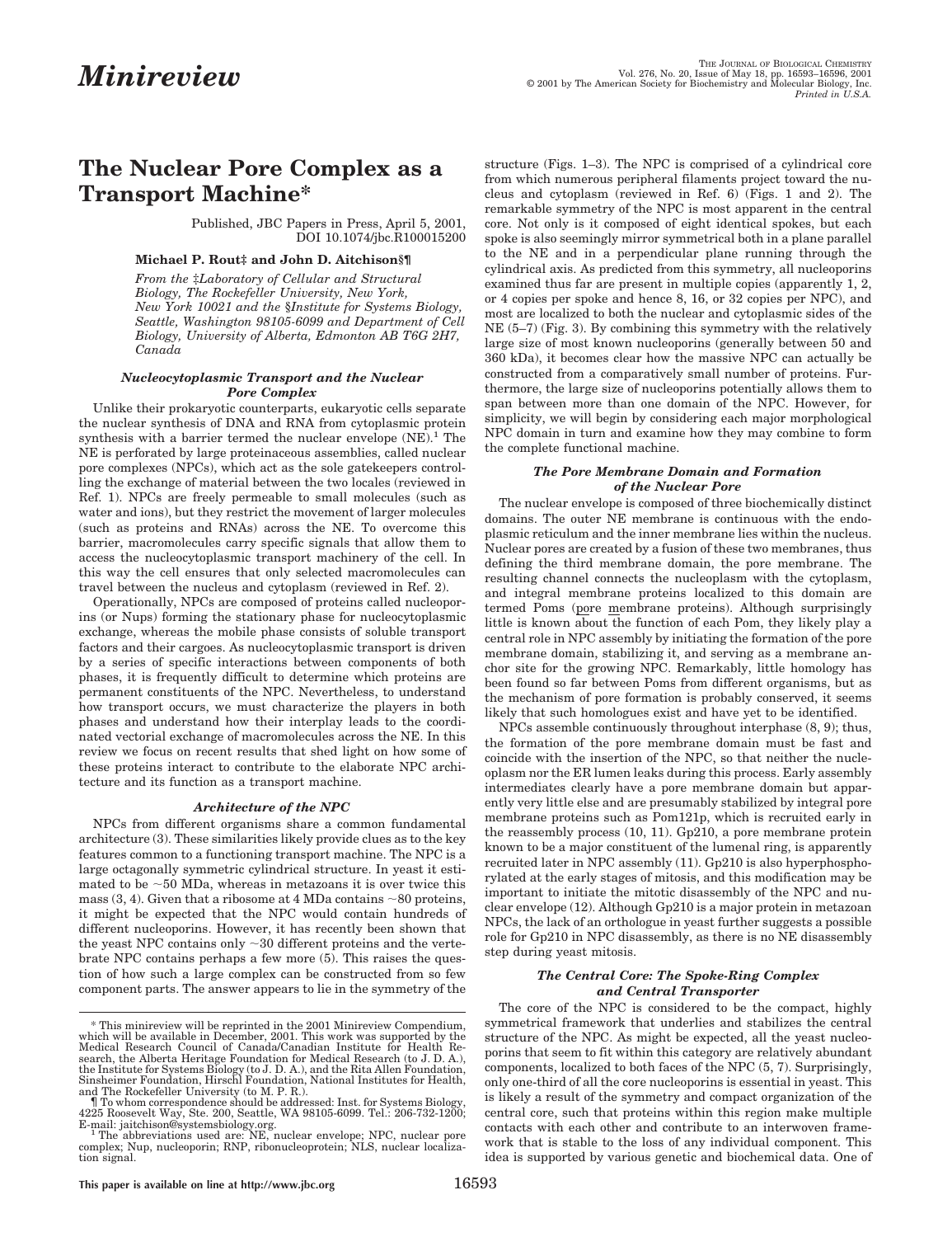# Minireview

# The Nuclear Pore Complex as a Transport Machine*

Published, JBC Papers in Press, April 5, 2001, DOI 10.1074/jbc.R100015200

**Michael P. Rout‡ and John D. Aitchison§¶**

*From the ‡Laboratory of Cellular and Structural Biology, The Rockefeller University, New York, New York 10021 and the §Institute for Systems Biology, Seattle, Washington 98105-6099 and Department of Cell Biology, University of Alberta, Edmonton AB T6G 2H7, Canada*

### *Nucleocytoplasmic Transport and the Nuclear Pore Complex*

Unlike their prokaryotic counterparts, eukaryotic cells separate the nuclear synthesis of DNA and RNA from cytoplasmic protein synthesis with a barrier termed the nuclear envelope (NE).[1] The NE is perforated by large proteinaceous assemblies, called nuclear pore complexes (NPCs), which act as the sole gatekeepers controlling the exchange of material between the two locales (reviewed in Ref. 1). NPCs are freely permeable to small molecules (such as water and ions), but they restrict the movement of larger molecules (such as proteins and RNAs) across the NE. To overcome this barrier, macromolecules carry specific signals that allow them to access the nucleocytoplasmic transport machinery of the cell. In this way the cell ensures that only selected macromolecules can travel between the nucleus and cytoplasm (reviewed in Ref. 2).

Operationally, NPCs are composed of proteins called nucleoporins (or Nups) forming the stationary phase for nucleocytoplasmic exchange, whereas the mobile phase consists of soluble transport factors and their cargoes. As nucleocytoplasmic transport is driven by a series of specific interactions between components of both phases, it is frequently difficult to determine which proteins are permanent constituents of the NPC. Nevertheless, to understand how transport occurs, we must characterize the players in both phases and understand how their interplay leads to the coordinated vectorial exchange of macromolecules across the NE. In this review we focus on recent results that shed light on how some of these proteins interact to contribute to the elaborate NPC architecture and its function as a transport machine.

### *Architecture of the NPC*

NPCs from different organisms share a common fundamental architecture (3). These similarities likely provide clues as to the key features common to a functioning transport machine. The NPC is a large octagonally symmetric cylindrical structure. In yeast it estimated to be ~50 MDa, whereas in metazoans it is over twice this mass (3, 4). Given that a ribosome at 4 MDa contains ~80 proteins, it might be expected that the NPC would contain hundreds of different nucleoporins. However, it has recently been shown that the yeast NPC contains only ~30 different proteins and the vertebrate NPC contains perhaps a few more (5). This raises the question of how such a large complex can be constructed from so few component parts. The answer appears to lie in the symmetry of the structure (Figs. 1–3). The NPC is comprised of a cylindrical core from which numerous peripheral filaments project toward the nucleus and cytoplasm (reviewed in Ref. 6) (Figs. 1 and 2). The remarkable symmetry of the NPC is most apparent in the central core. Not only is it composed of eight identical spokes, but each spoke is also seemingly mirror symmetrical both in a plane parallel to the NE and in a perpendicular plane running through the cylindrical axis. As predicted from this symmetry, all nucleoporins examined thus far are present in multiple copies (apparently 1, 2, or 4 copies per spoke and hence 8, 16, or 32 copies per NPC), and most are localized to both the nuclear and cytoplasmic sides of the NE (5–7) (Fig. 3). By combining this symmetry with the relatively large size of most known nucleoporins (generally between 50 and 360 kDa), it becomes clear how the massive NPC can actually be constructed from a comparatively small number of proteins. Furthermore, the large size of nucleoporins potentially allows them to span between more than one domain of the NPC. However, for simplicity, we will begin by considering each major morphological NPC domain in turn and examine how they may combine to form the complete functional machine.

### *The Pore Membrane Domain and Formation of the Nuclear Pore*

The nuclear envelope is composed of three biochemically distinct domains. The outer NE membrane is continuous with the endoplasmic reticulum and the inner membrane lies within the nucleus. Nuclear pores are created by a fusion of these two membranes, thus defining the third membrane domain, the pore membrane. The resulting channel connects the nucleoplasm with the cytoplasm, and integral membrane proteins localized to this domain are termed Poms (pore membrane proteins). Although surprisingly little is known about the function of each Pom, they likely play a central role in NPC assembly by initiating the formation of the pore membrane domain, stabilizing it, and serving as a membrane anchor site for the growing NPC. Remarkably, little homology has been found so far between Poms from different organisms, but as the mechanism of pore formation is probably conserved, it seems likely that such homologues exist and have yet to be identified.

NPCs assemble continuously throughout interphase (8, 9); thus, the formation of the pore membrane domain must be fast and coincide with the insertion of the NPC, so that neither the nucleoplasm nor the ER lumen leaks during this process. Early assembly intermediates clearly have a pore membrane domain but apparently very little else and are presumably stabilized by integral pore membrane proteins such as Pom121p, which is recruited early in the reassembly process (10, 11). Gp210, a pore membrane protein known to be a major constituent of the lumenal ring, is apparently recruited later in NPC assembly (11). Gp210 is also hyperphosphorylated at the early stages of mitosis, and this modification may be important to initiate the mitotic disassembly of the NPC and nuclear envelope (12). Although Gp210 is a major protein in metazoan NPCs, the lack of an orthologue in yeast further suggests a possible role for Gp210 in NPC disassembly, as there is no NE disassembly step during yeast mitosis.

### *The Central Core: The Spoke-Ring Complex and Central Transporter*

The core of the NPC is considered to be the compact, highly symmetrical framework that underlies and stabilizes the central structure of the NPC. As might be expected, all the yeast nucleoporins that seem to fit within this category are relatively abundant components, localized to both faces of the NPC (5, 7). Surprisingly, only one-third of all the core nucleoporins is essential in yeast. This is likely a result of the symmetry and compact organization of the central core, such that proteins within this region make multiple contacts with each other and contribute to an interwoven framework that is stable to the loss of any individual component. This idea is supported by various genetic and biochemical data. One of

---

\* This minireview will be reprinted in the 2001 Minireview Compendium, which will be available in December, 2001. This work was supported by the Medical Research Council of Canada/Canadian Institute for Health Research, the Alberta Heritage Foundation for Medical Research (to J. D. A.), the Institute for Systems Biology (to J. D. A.), and the Rita Allen Foundation, Sinsheimer Foundation, Hirschl Foundation, National Institutes for Health, and The Rockefeller University (to M. P. R.).

¶ To whom correspondence should be addressed: Inst. for Systems Biology, 4225 Roosevelt Way, Ste. 200, Seattle, WA 98105-6099. Tel.: 206-732-1200; E-mail: jaitchison@systemsbiology.org.

[1] The abbreviations used are: NE, nuclear envelope; NPC, nuclear pore complex; Nup, nucleoporin; RNP, ribonucleoprotein; NLS, nuclear localization signal.

This paper is available on line at http://www.jbc.org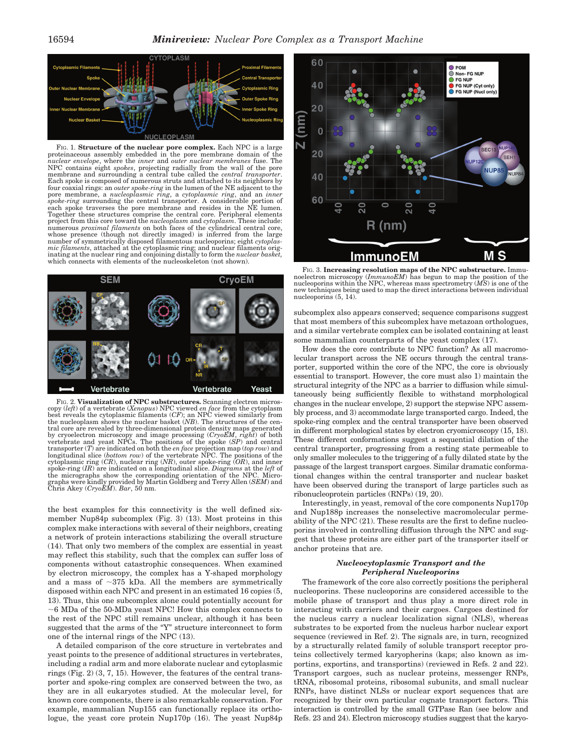CYTOPLASM

Cytoplasmic Filaments
Spoke
Outer Nuclear Membrane
Nuclear Envelope
Inner Nuclear Membrane
Nuclear Basket

Proximal Filaments
Central Transporter
Cytoplasmic Ring
Outer Spoke Ring
Inner Spoke Ring
Nucleoplasmic Ring

NUCLEOPLASM

FIG. 1. **Structure of the nuclear pore complex.** Each NPC is a large proteinaceous assembly embedded in the pore membrane domain of the *nuclear envelope*, where the *inner* and *outer nuclear membranes* fuse. The NPC contains eight *spokes*, projecting radially from the wall of the pore membrane and surrounding a central tube called the *central transporter*. Each spoke is composed of numerous struts and attached to its neighbors by four coaxial rings: an *outer spoke-ring* in the lumen of the NE adjacent to the pore membrane, a *nucleoplasmic ring*, a *cytoplasmic ring*, and an *inner spoke-ring* surrounding the central transporter. A considerable portion of each spoke traverses the pore membrane and resides in the NE lumen. Together these structures comprise the central core. Peripheral elements project from this core toward the *nucleoplasm* and *cytoplasm*. These include: numerous *proximal filaments* on both faces of the cylindrical central core, whose presence (though not directly imaged) is inferred from the large number of symmetrically disposed filamentous nucleoporins; eight *cytoplasmic filaments*, attached at the cytoplasmic ring; and nuclear filaments originating at the nuclear ring and conjoining distally to form the *nuclear basket*, which connects with elements of the nucleoskeleton (not shown).

SEM
CryoEM
Vertebrate
Vertebrate
Yeast

FIG. 2. **Visualization of NPC substructures.** Scanning electron microscopy (*left*) of a vertebrate (*Xenopus*) NPC viewed *en face* from the cytoplasm best reveals the cytoplasmic filaments (*CF*); an NPC viewed similarly from the nucleoplasm shows the nuclear basket (*NB*). The structures of the central core are revealed by three-dimensional protein density maps generated by cryoelectron microscopy and image processing (*CryoEM*, *right*) of both vertebrate and yeast NPCs. The positions of the spoke (*SP*) and central transporter (*T*) are indicated on both the *en face* projection map (*top row*) and longitudinal slice (*bottom row*) of the vertebrate NPC. The positions of the cytoplasmic ring (*CR*), nuclear ring (*NR*), outer spoke-ring (*OR*), and inner spoke-ring (*IR*) are indicated on a longitudinal slice. *Diagrams* at the *left* of the micrographs show the corresponding orientation of the NPC. Micrographs were kindly provided by Martin Goldberg and Terry Allen (*SEM*) and Chris Akey (*CryoEM*). *Bar*, 50 nm.

the best examples for this connectivity is the well defined six-member Nup84p subcomplex (Fig. 3) (13). Most proteins in this complex make interactions with several of their neighbors, creating a network of protein interactions stabilizing the overall structure (14). That only two members of the complex are essential in yeast may reflect this stability, such that the complex can suffer loss of components without catastrophic consequences. When examined by electron microscopy, the complex has a Y-shaped morphology and a mass of ~375 kDa. All the members are symmetrically disposed within each NPC and present in an estimated 16 copies (5, 13). Thus, this one subcomplex alone could potentially account for ~6 MDa of the 50-MDa yeast NPC! How this complex connects to the rest of the NPC still remains unclear, although it has been suggested that the arms of the "Y" structure interconnect to form one of the internal rings of the NPC (13).

A detailed comparison of the core structure in vertebrates and yeast points to the presence of additional structures in vertebrates, including a radial arm and more elaborate nuclear and cytoplasmic rings (Fig. 2) (3, 7, 15). However, the features of the central transporter and spoke-ring complex are conserved between the two, as they are in all eukaryotes studied. At the molecular level, for known core components, there is also remarkable conservation. For example, mammalian Nup155 can functionally replace its orthologue, the yeast core protein Nup170p (16). The yeast Nup84p

60
40
20
0
20
40
60
Z (nm)
40 20 0 20 40
R (nm)
ImmunoEM
M S

POM
Non- FG NUP
FG NUP
FG NUP (Cyt only)
FG NUP (Nucl only)

SEC13 NUP145 SEH1 NUP120 NUP85 NUP84

FIG. 3. **Increasing resolution maps of the NPC substructure.** Immunoelectron microscopy (*ImmunoEM*) has begun to map the position of the nucleoporins within the NPC, whereas mass spectrometry (*MS*) is one of the new techniques being used to map the direct interactions between individual nucleoporins (5, 14).

subcomplex also appears conserved; sequence comparisons suggest that most members of this subcomplex have metazoan orthologues, and a similar vertebrate complex can be isolated containing at least some mammalian counterparts of the yeast complex (17).

How does the core contribute to NPC function? As all macromolecular transport across the NE occurs through the central transporter, supported within the core of the NPC, the core is obviously essential to transport. However, the core must also 1) maintain the structural integrity of the NPC as a barrier to diffusion while simultaneously being sufficiently flexible to withstand morphological changes in the nuclear envelope, 2) support the stepwise NPC assembly process, and 3) accommodate large transported cargo. Indeed, the spoke-ring complex and the central transporter have been observed in different morphological states by electron cryomicroscopy (15, 18). These different conformations suggest a sequential dilation of the central transporter, progressing from a resting state permeable to only smaller molecules to the triggering of a fully dilated state by the passage of the largest transport cargoes. Similar dramatic conformational changes within the central transporter and nuclear basket have been observed during the transport of large particles such as ribonucleoprotein particles (RNPs) (19, 20).

Interestingly, in yeast, removal of the core components Nup170p and Nup188p increases the nonselective macromolecular permeability of the NPC (21). These results are the first to define nucleoporins involved in controlling diffusion through the NPC and suggest that these proteins are either part of the transporter itself or anchor proteins that are.

### *Nucleocytoplasmic Transport and the Peripheral Nucleoporins*

The framework of the core also correctly positions the peripheral nucleoporins. These nucleoporins are considered accessible to the mobile phase of transport and thus play a more direct role in interacting with carriers and their cargoes. Cargoes destined for the nucleus carry a nuclear localization signal (NLS), whereas substrates to be exported from the nucleus harbor nuclear export sequence (reviewed in Ref. 2). The signals are, in turn, recognized by a structurally related family of soluble transport receptor proteins collectively termed karyopherins (kaps; also known as importins, exportins, and transportins) (reviewed in Refs. 2 and 22). Transport cargoes, such as nuclear proteins, messenger RNPs, tRNA, ribosomal proteins, ribosomal subunits, and small nuclear RNPs, have distinct NLSs or nuclear export sequences that are recognized by their own particular cognate transport factors. This interaction is controlled by the small GTPase Ran (see below and Refs. 23 and 24). Electron microscopy studies suggest that the karyo-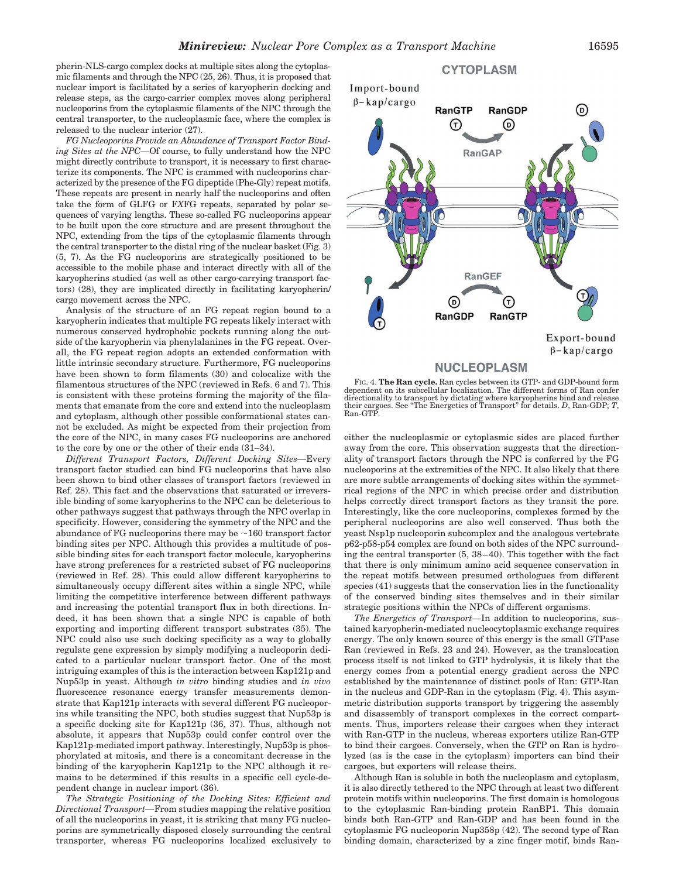pherin-NLS-cargo complex docks at multiple sites along the cytoplasmic filaments and through the NPC (25, 26). Thus, it is proposed that nuclear import is facilitated by a series of karyopherin docking and release steps, as the cargo-carrier complex moves along peripheral nucleoporins from the cytoplasmic filaments of the NPC through the central transporter, to the nucleoplasmic face, where the complex is released to the nuclear interior (27).

*FG Nucleoporins Provide an Abundance of Transport Factor Binding Sites at the NPC*—Of course, to fully understand how the NPC might directly contribute to transport, it is necessary to first characterize its components. The NPC is crammed with nucleoporins characterized by the presence of the FG dipeptide (Phe-Gly) repeat motifs. These repeats are present in nearly half the nucleoporins and often take the form of GLFG or FXFG repeats, separated by polar sequences of varying lengths. These so-called FG nucleoporins appear to be built upon the core structure and are present throughout the NPC, extending from the tips of the cytoplasmic filaments through the central transporter to the distal ring of the nuclear basket (Fig. 3) (5, 7). As the FG nucleoporins are strategically positioned to be accessible to the mobile phase and interact directly with all of the karyopherins studied (as well as other cargo-carrying transport factors) (28), they are implicated directly in facilitating karyopherin/cargo movement across the NPC.

Analysis of the structure of an FG repeat region bound to a karyopherin indicates that multiple FG repeats likely interact with numerous conserved hydrophobic pockets running along the outside of the karyopherin via phenylalanines in the FG repeat. Overall, the FG repeat region adopts an extended conformation with little intrinsic secondary structure. Furthermore, FG nucleoporins have been shown to form filaments (30) and colocalize with the filamentous structures of the NPC (reviewed in Refs. 6 and 7). This is consistent with these proteins forming the majority of the filaments that emanate from the core and extend into the nucleoplasm and cytoplasm, although other possible conformational states cannot be excluded. As might be expected from their projection from the core of the NPC, in many cases FG nucleoporins are anchored to the core by one or the other of their ends (31–34).

*Different Transport Factors, Different Docking Sites*—Every transport factor studied can bind FG nucleoporins that have also been shown to bind other classes of transport factors (reviewed in Ref. 28). This fact and the observations that saturated or irreversible binding of some karyopherins to the NPC can be deleterious to other pathways suggest that pathways through the NPC overlap in specificity. However, considering the symmetry of the NPC and the abundance of FG nucleoporins there may be ~160 transport factor binding sites per NPC. Although this provides a multitude of possible binding sites for each transport factor molecule, karyopherins have strong preferences for a restricted subset of FG nucleoporins (reviewed in Ref. 28). This could allow different karyopherins to simultaneously occupy different sites within a single NPC, while limiting the competitive interference between different pathways and increasing the potential transport flux in both directions. Indeed, it has been shown that a single NPC is capable of both exporting and importing different transport substrates (35). The NPC could also use such docking specificity as a way to globally regulate gene expression by simply modifying a nucleoporin dedicated to a particular nuclear transport factor. One of the most intriguing examples of this is the interaction between Kap121p and Nup53p in yeast. Although *in vitro* binding studies and *in vivo* fluorescence resonance energy transfer measurements demonstrate that Kap121p interacts with several different FG nucleoporins while transiting the NPC, both studies suggest that Nup53p is a specific docking site for Kap121p (36, 37). Thus, although not absolute, it appears that Nup53p could confer control over the Kap121p-mediated import pathway. Interestingly, Nup53p is phosphorylated at mitosis, and there is a concomitant decrease in the binding of the karyopherin Kap121p to the NPC although it remains to be determined if this results in a specific cell cycle-dependent change in nuclear import (36).

*The Strategic Positioning of the Docking Sites: Efficient and Directional Transport*—From studies mapping the relative position of all the nucleoporins in yeast, it is striking that many FG nucleoporins are symmetrically disposed closely surrounding the central transporter, whereas FG nucleoporins localized exclusively to either the nucleoplasmic or cytoplasmic sides are placed further away from the core. This observation suggests that the directionality of transport factors through the NPC is conferred by the FG nucleoporins at the extremities of the NPC. It also likely that there are more subtle arrangements of docking sites within the symmetrical regions of the NPC in which precise order and distribution helps correctly direct transport factors as they transit the pore. Interestingly, like the core nucleoporins, complexes formed by the peripheral nucleoporins are also well conserved. Thus both the yeast Nsp1p nucleoporin subcomplex and the analogous vertebrate p62-p58-p54 complex are found on both sides of the NPC surrounding the central transporter (5, 38–40). This together with the fact that there is only minimum amino acid sequence conservation in the repeat motifs between presumed orthologues from different species (41) suggests that the conservation lies in the functionality of the conserved binding sites themselves and in their similar strategic positions within the NPCs of different organisms.

*The Energetics of Transport*—In addition to nucleoporins, sustained karyopherin-mediated nucleocytoplasmic exchange requires energy. The only known source of this energy is the small GTPase Ran (reviewed in Refs. 23 and 24). However, as the translocation process itself is not linked to GTP hydrolysis, it is likely that the energy comes from a potential energy gradient across the NPC established by the maintenance of distinct pools of Ran: GTP-Ran in the nucleus and GDP-Ran in the cytoplasm (Fig. 4). This asymmetric distribution supports transport by triggering the assembly and disassembly of transport complexes in the correct compartments. Thus, importers release their cargoes when they interact with Ran-GTP in the nucleus, whereas exporters utilize Ran-GTP to bind their cargoes. Conversely, when the GTP on Ran is hydrolyzed (as is the case in the cytoplasm) importers can bind their cargoes, but exporters will release theirs.

Although Ran is soluble in both the nucleoplasm and cytoplasm, it is also directly tethered to the NPC through at least two different protein motifs within nucleoporins. The first domain is homologous to the cytoplasmic Ran-binding protein RanBP1. This domain binds both Ran-GTP and Ran-GDP and has been found in the cytoplasmic FG nucleoporin Nup358p (42). The second type of Ran binding domain, characterized by a zinc finger motif, binds Ran-

FIG. 4. **The Ran cycle.** Ran cycles between its GTP- and GDP-bound form dependent on its subcellular localization. The different forms of Ran confer directionality to transport by dictating where karyopherins bind and release their cargoes. See "The Energetics of Transport" for details. *D*, Ran-GDP; *T*, Ran-GTP.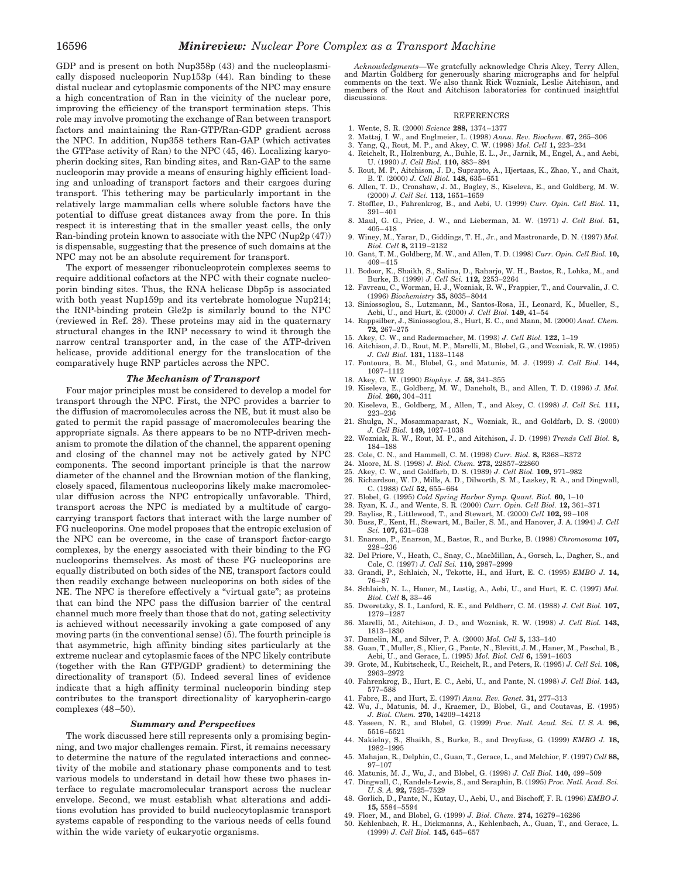GDP and is present on both Nup358p (43) and the nucleoplasmically disposed nucleoporin Nup153p (44). Ran binding to these distal nuclear and cytoplasmic components of the NPC may ensure a high concentration of Ran in the vicinity of the nuclear pore, improving the efficiency of the transport termination steps. This role may involve promoting the exchange of Ran between transport factors and maintaining the Ran-GTP/Ran-GDP gradient across the NPC. In addition, Nup358 tethers Ran-GAP (which activates the GTPase activity of Ran) to the NPC (45, 46). Localizing karyopherin docking sites, Ran binding sites, and Ran-GAP to the same nucleoporin may provide a means of ensuring highly efficient loading and unloading of transport factors and their cargoes during transport. This tethering may be particularly important in the relatively large mammalian cells where soluble factors have the potential to diffuse great distances away from the pore. In this respect it is interesting that in the smaller yeast cells, the only Ran-binding protein known to associate with the NPC (Nup2p (47)) is dispensable, suggesting that the presence of such domains at the NPC may not be an absolute requirement for transport.

The export of messenger ribonucleoprotein complexes seems to require additional cofactors at the NPC with their cognate nucleoporin binding sites. Thus, the RNA helicase Dbp5p is associated with both yeast Nup159p and its vertebrate homologue Nup214; the RNP-binding protein Gle2p is similarly bound to the NPC (reviewed in Ref. 28). These proteins may aid in the quaternary structural changes in the RNP necessary to wind it through the narrow central transporter and, in the case of the ATP-driven helicase, provide additional energy for the translocation of the comparatively huge RNP particles across the NPC.

### *The Mechanism of Transport*

Four major principles must be considered to develop a model for transport through the NPC. First, the NPC provides a barrier to the diffusion of macromolecules across the NE, but it must also be gated to permit the rapid passage of macromolecules bearing the appropriate signals. As there appears to be no NTP-driven mechanism to promote the dilation of the channel, the apparent opening and closing of the channel may not be actively gated by NPC components. The second important principle is that the narrow diameter of the channel and the Brownian motion of the flanking, closely spaced, filamentous nucleoporins likely make macromolecular diffusion across the NPC entropically unfavorable. Third, transport across the NPC is mediated by a multitude of cargo-carrying transport factors that interact with the large number of FG nucleoporins. One model proposes that the entropic exclusion of the NPC can be overcome, in the case of transport factor-cargo complexes, by the energy associated with their binding to the FG nucleoporins themselves. As most of these FG nucleoporins are equally distributed on both sides of the NE, transport factors could then readily exchange between nucleoporins on both sides of the NE. The NPC is therefore effectively a "virtual gate"; as proteins that can bind the NPC pass the diffusion barrier of the central channel much more freely than those that do not, gating selectivity is achieved without necessarily invoking a gate composed of any moving parts (in the conventional sense) (5). The fourth principle is that asymmetric, high affinity binding sites particularly at the extreme nuclear and cytoplasmic faces of the NPC likely contribute (together with the Ran GTP/GDP gradient) to determining the directionality of transport (5). Indeed several lines of evidence indicate that a high affinity terminal nucleoporin binding step contributes to the transport directionality of karyopherin-cargo complexes (48–50).

### *Summary and Perspectives*

The work discussed here still represents only a promising beginning, and two major challenges remain. First, it remains necessary to determine the nature of the regulated interactions and connectivity of the mobile and stationary phase components and to test various models to understand in detail how these two phases interface to regulate macromolecular transport across the nuclear envelope. Second, we must establish what alterations and additions evolution has provided to build nucleocytoplasmic transport systems capable of responding to the various needs of cells found within the wide variety of eukaryotic organisms.

*Acknowledgments*—We gratefully acknowledge Chris Akey, Terry Allen, and Martin Goldberg for generously sharing micrographs and for helpful comments on the text. We also thank Rick Wozniak, Leslie Aitchison, and members of the Rout and Aitchison laboratories for continued insightful discussions.

## REFERENCES

1. Wente, S. R. (2000) *Science* **288,** 1374–1377
2. Mattaj, I. W., and Englmeier, L. (1998) *Annu. Rev. Biochem.* **67,** 265–306
3. Yang, Q., Rout, M. P., and Akey, C. W. (1998) *Mol. Cell* **1,** 223–234
4. Reichelt, R., Holzenburg, A., Buhle, E. L., Jr., Jarnik, M., Engel, A., and Aebi, U. (1990) *J. Cell Biol.* **110,** 883–894
5. Rout, M. P., Aitchison, J. D., Suprapto, A., Hjertaas, K., Zhao, Y., and Chait, B. T. (2000) *J. Cell Biol.* **148,** 635–651
6. Allen, T. D., Cronshaw, J. M., Bagley, S., Kiseleva, E., and Goldberg, M. W. (2000) *J. Cell Sci.* **113,** 1651–1659
7. Stoffler, D., Fahrenkrog, B., and Aebi, U. (1999) *Curr. Opin. Cell Biol.* **11,** 391–401
8. Maul, G. G., Price, J. W., and Lieberman, M. W. (1971) *J. Cell Biol.* **51,** 405–418
9. Winey, M., Yarar, D., Giddings, T. H., Jr., and Mastronarde, D. N. (1997) *Mol. Biol. Cell* **8,** 2119–2132
10. Gant, T. M., Goldberg, M. W., and Allen, T. D. (1998) *Curr. Opin. Cell Biol.* **10,** 409–415
11. Bodoor, K., Shaikh, S., Salina, D., Raharjo, W. H., Bastos, R., Lohka, M., and Burke, B. (1999) *J. Cell Sci.* **112,** 2253–2264
12. Favreau, C., Worman, H. J., Wozniak, R. W., Frappier, T., and Courvalin, J. C. (1996) *Biochemistry* **35,** 8035–8044
13. Siniossoglou, S., Lutzmann, M., Santos-Rosa, H., Leonard, K., Mueller, S., Aebi, U., and Hurt, E. (2000) *J. Cell Biol.* **149,** 41–54
14. Rappsilber, J., Siniossoglou, S., Hurt, E. C., and Mann, M. (2000) *Anal. Chem.* **72,** 267–275
15. Akey, C. W., and Radermacher, M. (1993) *J. Cell Biol.* **122,** 1–19
16. Aitchison, J. D., Rout, M. P., Marelli, M., Blobel, G., and Wozniak, R. W. (1995) *J. Cell Biol.* **131,** 1133–1148
17. Fontoura, B. M., Blobel, G., and Matunis, M. J. (1999) *J. Cell Biol.* **144,** 1097–1112
18. Akey, C. W. (1990) *Biophys. J.* **58,** 341–355
19. Kiseleva, E., Goldberg, M. W., Daneholt, B., and Allen, T. D. (1996) *J. Mol. Biol.* **260,** 304–311
20. Kiseleva, E., Goldberg, M., Allen, T., and Akey, C. (1998) *J. Cell Sci.* **111,** 223–236
21. Shulga, N., Mosammaparast, N., Wozniak, R., and Goldfarb, D. S. (2000) *J. Cell Biol.* **149,** 1027–1038
22. Wozniak, R. W., Rout, M. P., and Aitchison, J. D. (1998) *Trends Cell Biol.* **8,** 184–188
23. Cole, C. N., and Hammell, C. M. (1998) *Curr. Biol.* **8,** R368–R372
24. Moore, M. S. (1998) *J. Biol. Chem.* **273,** 22857–22860
25. Akey, C. W., and Goldfarb, D. S. (1989) *J. Cell Biol.* **109,** 971–982
26. Richardson, W. D., Mills, A. D., Dilworth, S. M., Laskey, R. A., and Dingwall, C. (1988) *Cell* **52,** 655–664
27. Blobel, G. (1995) *Cold Spring Harbor Symp. Quant. Biol.* **60,** 1–10
28. Ryan, K. J., and Wente, S. R. (2000) *Curr. Opin. Cell Biol.* **12,** 361–371
29. Bayliss, R., Littlewood, T., and Stewart, M. (2000) *Cell* **102,** 99–108
30. Buss, F., Kent, H., Stewart, M., Bailer, S. M., and Hanover, J. A. (1994) *J. Cell Sci.* **107,** 631–638
31. Enarson, P., Enarson, M., Bastos, R., and Burke, B. (1998) *Chromosoma* **107,** 228–236
32. Del Priore, V., Heath, C., Snay, C., MacMillan, A., Gorsch, L., Dagher, S., and Cole, C. (1997) *J. Cell Sci.* **110,** 2987–2999
33. Grandi, P., Schlaich, N., Tekotte, H., and Hurt, E. C. (1995) *EMBO J.* **14,** 76–87
34. Schlaich, N. L., Haner, M., Lustig, A., Aebi, U., and Hurt, E. C. (1997) *Mol. Biol. Cell* **8,** 33–46
35. Dworetzky, S. I., Lanford, R. E., and Feldherr, C. M. (1988) *J. Cell Biol.* **107,** 1279–1287
36. Marelli, M., Aitchison, J. D., and Wozniak, R. W. (1998) *J. Cell Biol.* **143,** 1813–1830
37. Damelin, M., and Silver, P. A. (2000) *Mol. Cell* **5,** 133–140
38. Guan, T., Muller, S., Klier, G., Pante, N., Blevitt, J. M., Haner, M., Paschal, B., Aebi, U., and Gerace, L. (1995) *Mol. Biol. Cell* **6,** 1591–1603
39. Grote, M., Kubitscheck, U., Reichelt, R., and Peters, R. (1995) *J. Cell Sci.* **108,** 2963–2972
40. Fahrenkrog, B., Hurt, E. C., Aebi, U., and Pante, N. (1998) *J. Cell Biol.* **143,** 577–588
41. Fabre, E., and Hurt, E. (1997) *Annu. Rev. Genet.* **31,** 277–313
42. Wu, J., Matunis, M. J., Kraemer, D., Blobel, G., and Coutavas, E. (1995) *J. Biol. Chem.* **270,** 14209–14213
43. Yaseen, N. R., and Blobel, G. (1999) *Proc. Natl. Acad. Sci. U. S. A.* **96,** 5516–5521
44. Nakielny, S., Shaikh, S., Burke, B., and Dreyfuss, G. (1999) *EMBO J.* **18,** 1982–1995
45. Mahajan, R., Delphin, C., Guan, T., Gerace, L., and Melchior, F. (1997) *Cell* **88,** 97–107
46. Matunis, M. J., Wu, J., and Blobel, G. (1998) *J. Cell Biol.* **140,** 499–509
47. Dingwall, C., Kandels-Lewis, S., and Seraphin, B. (1995) *Proc. Natl. Acad. Sci. U. S. A.* **92,** 7525–7529
48. Gorlich, D., Pante, N., Kutay, U., Aebi, U., and Bischoff, F. R. (1996) *EMBO J.* **15,** 5584–5594
49. Floer, M., and Blobel, G. (1999) *J. Biol. Chem.* **274,** 16279–16286
50. Kehlenbach, R. H., Dickmanns, A., Kehlenbach, A., Guan, T., and Gerace, L. (1999) *J. Cell Biol.* **145,** 645–657